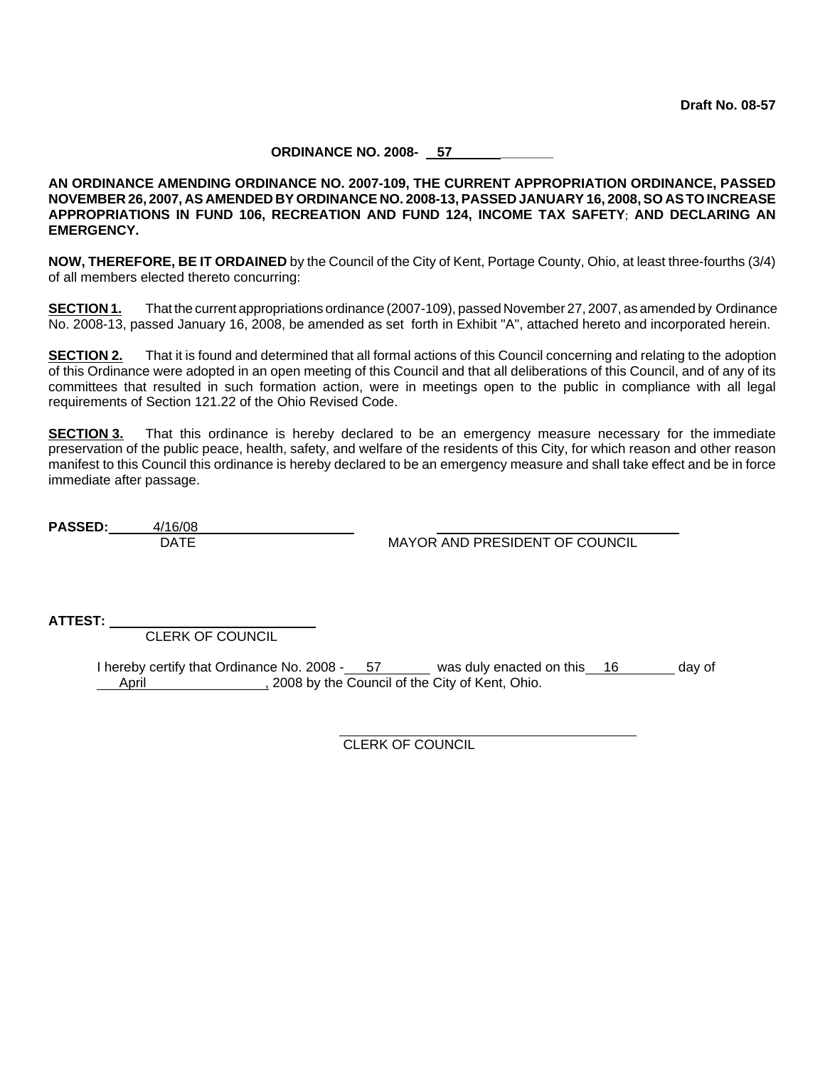**Draft No. 08-57**

**ORDINANCE NO. 2008- 57**

**AN ORDINANCE AMENDING ORDINANCE NO. 2007-109, THE CURRENT APPROPRIATION ORDINANCE, PASSED NOVEMBER 26, 2007, AS AMENDED BY ORDINANCE NO. 2008-13, PASSED JANUARY 16, 2008, SO AS TO INCREASE APPROPRIATIONS IN FUND 106, RECREATION AND FUND 124, INCOME TAX SAFETY; AND DECLARING AN EMERGENCY.**

**NOW, THEREFORE, BE IT ORDAINED** by the Council of the City of Kent, Portage County, Ohio, at least three-fourths (3/4) of all members elected thereto concurring:

**SECTION 1.** That the current appropriations ordinance (2007-109), passed November 27, 2007, as amended by Ordinance No. 2008-13, passed January 16, 2008, be amended as set forth in Exhibit "A", attached hereto and incorporated herein.

**SECTION 2.** That it is found and determined that all formal actions of this Council concerning and relating to the adoption of this Ordinance were adopted in an open meeting of this Council and that all deliberations of this Council, and of any of its committees that resulted in such formation action, were in meetings open to the public in compliance with all legal requirements of Section 121.22 of the Ohio Revised Code.

**SECTION 3.** That this ordinance is hereby declared to be an emergency measure necessary for the immediate preservation of the public peace, health, safety, and welfare of the residents of this City, for which reason and other reason manifest to this Council this ordinance is hereby declared to be an emergency measure and shall take effect and be in force immediate after passage.

**PASSED:** 4/16/08
DATE

MAYOR AND PRESIDENT OF COUNCIL

**ATTEST:**
CLERK OF COUNCIL

I hereby certify that Ordinance No. 2008 - 57 was duly enacted on this 16 day of April, 2008 by the Council of the City of Kent, Ohio.

CLERK OF COUNCIL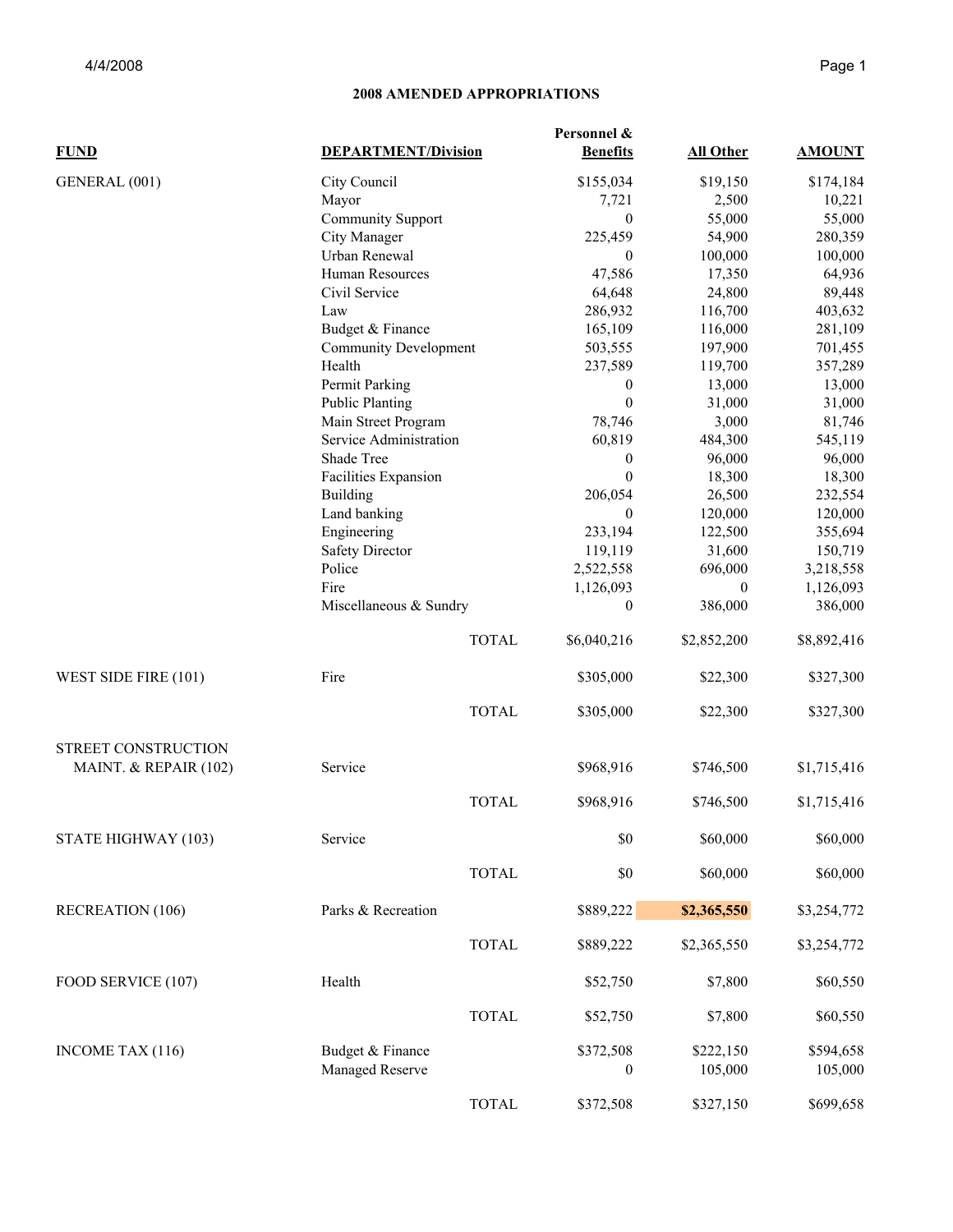# 2008 AMENDED APPROPRIATIONS

| FUND | DEPARTMENT/Division | | Personnel & Benefits | All Other | AMOUNT |
|---|---|---|---|---|---|
| GENERAL (001) | City Council | | $155,034 | $19,150 | $174,184 |
| | Mayor | | 7,721 | 2,500 | 10,221 |
| | Community Support | | 0 | 55,000 | 55,000 |
| | City Manager | | 225,459 | 54,900 | 280,359 |
| | Urban Renewal | | 0 | 100,000 | 100,000 |
| | Human Resources | | 47,586 | 17,350 | 64,936 |
| | Civil Service | | 64,648 | 24,800 | 89,448 |
| | Law | | 286,932 | 116,700 | 403,632 |
| | Budget & Finance | | 165,109 | 116,000 | 281,109 |
| | Community Development | | 503,555 | 197,900 | 701,455 |
| | Health | | 237,589 | 119,700 | 357,289 |
| | Permit Parking | | 0 | 13,000 | 13,000 |
| | Public Planting | | 0 | 31,000 | 31,000 |
| | Main Street Program | | 78,746 | 3,000 | 81,746 |
| | Service Administration | | 60,819 | 484,300 | 545,119 |
| | Shade Tree | | 0 | 96,000 | 96,000 |
| | Facilities Expansion | | 0 | 18,300 | 18,300 |
| | Building | | 206,054 | 26,500 | 232,554 |
| | Land banking | | 0 | 120,000 | 120,000 |
| | Engineering | | 233,194 | 122,500 | 355,694 |
| | Safety Director | | 119,119 | 31,600 | 150,719 |
| | Police | | 2,522,558 | 696,000 | 3,218,558 |
| | Fire | | 1,126,093 | 0 | 1,126,093 |
| | Miscellaneous & Sundry | | 0 | 386,000 | 386,000 |
| | | TOTAL | $6,040,216 | $2,852,200 | $8,892,416 |
| WEST SIDE FIRE (101) | Fire | | $305,000 | $22,300 | $327,300 |
| | | TOTAL | $305,000 | $22,300 | $327,300 |
| STREET CONSTRUCTION MAINT. & REPAIR (102) | Service | | $968,916 | $746,500 | $1,715,416 |
| | | TOTAL | $968,916 | $746,500 | $1,715,416 |
| STATE HIGHWAY (103) | Service | | $0 | $60,000 | $60,000 |
| | | TOTAL | $0 | $60,000 | $60,000 |
| RECREATION (106) | Parks & Recreation | | $889,222 | **$2,365,550** | $3,254,772 |
| | | TOTAL | $889,222 | $2,365,550 | $3,254,772 |
| FOOD SERVICE (107) | Health | | $52,750 | $7,800 | $60,550 |
| | | TOTAL | $52,750 | $7,800 | $60,550 |
| INCOME TAX (116) | Budget & Finance | | $372,508 | $222,150 | $594,658 |
| | Managed Reserve | | 0 | 105,000 | 105,000 |
| | | TOTAL | $372,508 | $327,150 | $699,658 |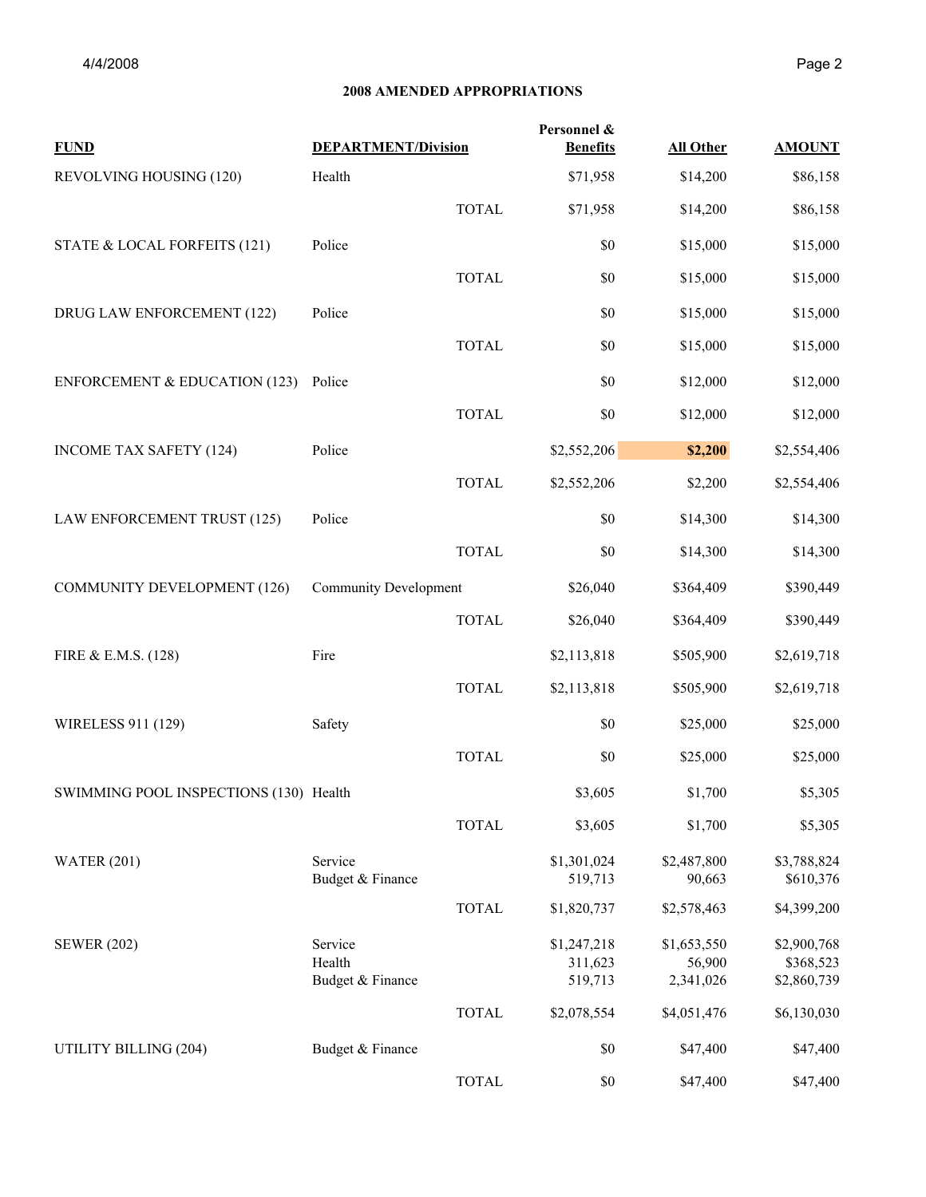## 2008 AMENDED APPROPRIATIONS

| FUND | DEPARTMENT/Division | Personnel & Benefits | All Other | AMOUNT |
|---|---|---|---|---|
| REVOLVING HOUSING (120) | Health | $71,958 | $14,200 | $86,158 |
| | TOTAL | $71,958 | $14,200 | $86,158 |
| STATE & LOCAL FORFEITS (121) | Police | $0 | $15,000 | $15,000 |
| | TOTAL | $0 | $15,000 | $15,000 |
| DRUG LAW ENFORCEMENT (122) | Police | $0 | $15,000 | $15,000 |
| | TOTAL | $0 | $15,000 | $15,000 |
| ENFORCEMENT & EDUCATION (123) | Police | $0 | $12,000 | $12,000 |
| | TOTAL | $0 | $12,000 | $12,000 |
| INCOME TAX SAFETY (124) | Police | $2,552,206 | **$2,200** | $2,554,406 |
| | TOTAL | $2,552,206 | $2,200 | $2,554,406 |
| LAW ENFORCEMENT TRUST (125) | Police | $0 | $14,300 | $14,300 |
| | TOTAL | $0 | $14,300 | $14,300 |
| COMMUNITY DEVELOPMENT (126) | Community Development | $26,040 | $364,409 | $390,449 |
| | TOTAL | $26,040 | $364,409 | $390,449 |
| FIRE & E.M.S. (128) | Fire | $2,113,818 | $505,900 | $2,619,718 |
| | TOTAL | $2,113,818 | $505,900 | $2,619,718 |
| WIRELESS 911 (129) | Safety | $0 | $25,000 | $25,000 |
| | TOTAL | $0 | $25,000 | $25,000 |
| SWIMMING POOL INSPECTIONS (130) | Health | $3,605 | $1,700 | $5,305 |
| | TOTAL | $3,605 | $1,700 | $5,305 |
| WATER (201) | Service | $1,301,024 | $2,487,800 | $3,788,824 |
| | Budget & Finance | 519,713 | 90,663 | $610,376 |
| | TOTAL | $1,820,737 | $2,578,463 | $4,399,200 |
| SEWER (202) | Service | $1,247,218 | $1,653,550 | $2,900,768 |
| | Health | 311,623 | 56,900 | $368,523 |
| | Budget & Finance | 519,713 | 2,341,026 | $2,860,739 |
| | TOTAL | $2,078,554 | $4,051,476 | $6,130,030 |
| UTILITY BILLING (204) | Budget & Finance | $0 | $47,400 | $47,400 |
| | TOTAL | $0 | $47,400 | $47,400 |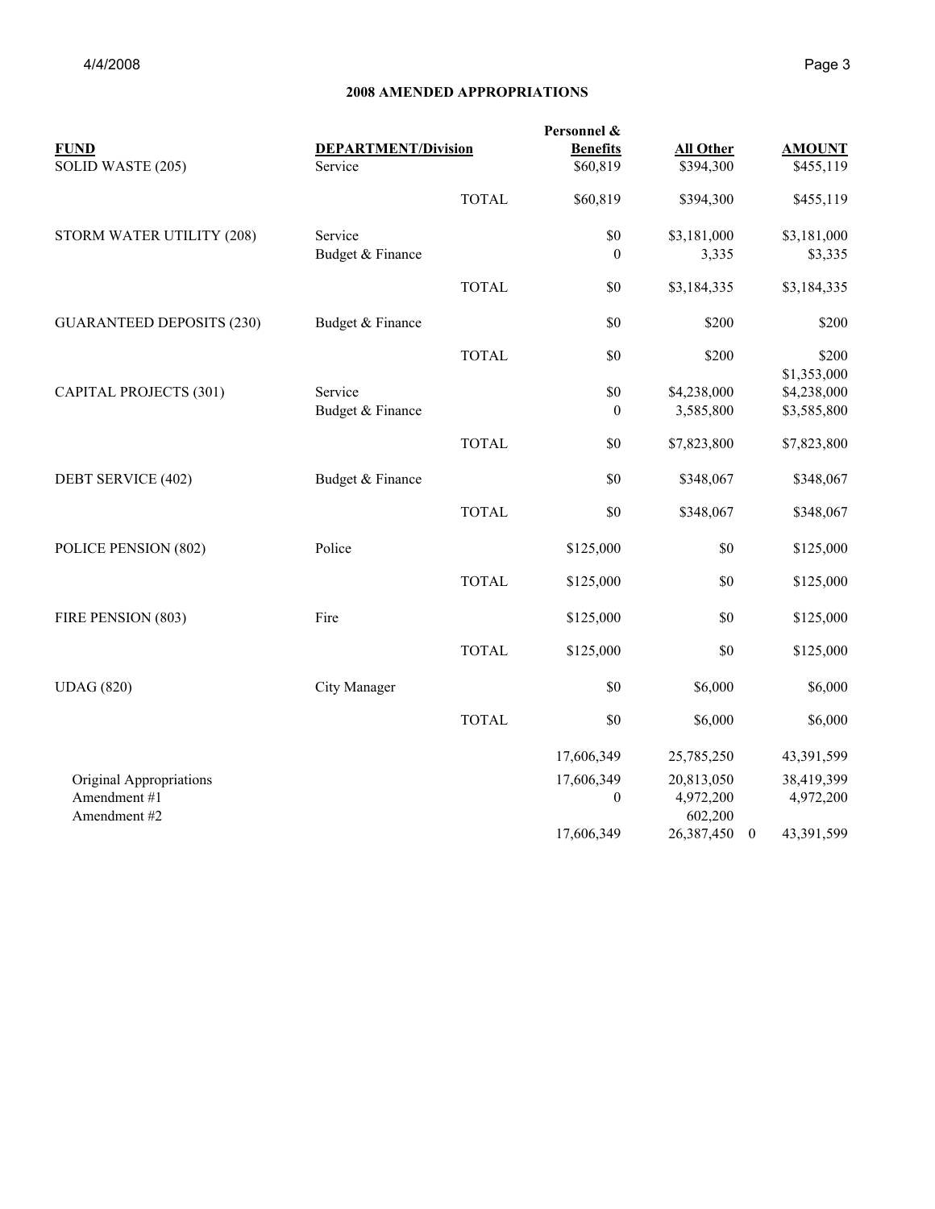## 2008 AMENDED APPROPRIATIONS

| FUND | DEPARTMENT/Division | | Personnel & Benefits | All Other | | AMOUNT |
|---|---|---|---|---|---|---|
| SOLID WASTE (205) | Service | | $60,819 | $394,300 | | $455,119 |
| | | TOTAL | $60,819 | $394,300 | | $455,119 |
| STORM WATER UTILITY (208) | Service | | $0 | $3,181,000 | | $3,181,000 |
| | Budget & Finance | | 0 | 3,335 | | $3,335 |
| | | TOTAL | $0 | $3,184,335 | | $3,184,335 |
| GUARANTEED DEPOSITS (230) | Budget & Finance | | $0 | $200 | | $200 |
| | | TOTAL | $0 | $200 | | $200 |
| | | | | | | $1,353,000 |
| CAPITAL PROJECTS (301) | Service | | $0 | $4,238,000 | | $4,238,000 |
| | Budget & Finance | | 0 | 3,585,800 | | $3,585,800 |
| | | TOTAL | $0 | $7,823,800 | | $7,823,800 |
| DEBT SERVICE (402) | Budget & Finance | | $0 | $348,067 | | $348,067 |
| | | TOTAL | $0 | $348,067 | | $348,067 |
| POLICE PENSION (802) | Police | | $125,000 | $0 | | $125,000 |
| | | TOTAL | $125,000 | $0 | | $125,000 |
| FIRE PENSION (803) | Fire | | $125,000 | $0 | | $125,000 |
| | | TOTAL | $125,000 | $0 | | $125,000 |
| UDAG (820) | City Manager | | $0 | $6,000 | | $6,000 |
| | | TOTAL | $0 | $6,000 | | $6,000 |
| | | | 17,606,349 | 25,785,250 | | 43,391,599 |
| Original Appropriations | | | 17,606,349 | 20,813,050 | | 38,419,399 |
| Amendment #1 | | | 0 | 4,972,200 | | 4,972,200 |
| Amendment #2 | | | | 602,200 | | |
| | | | 17,606,349 | 26,387,450 | 0 | 43,391,599 |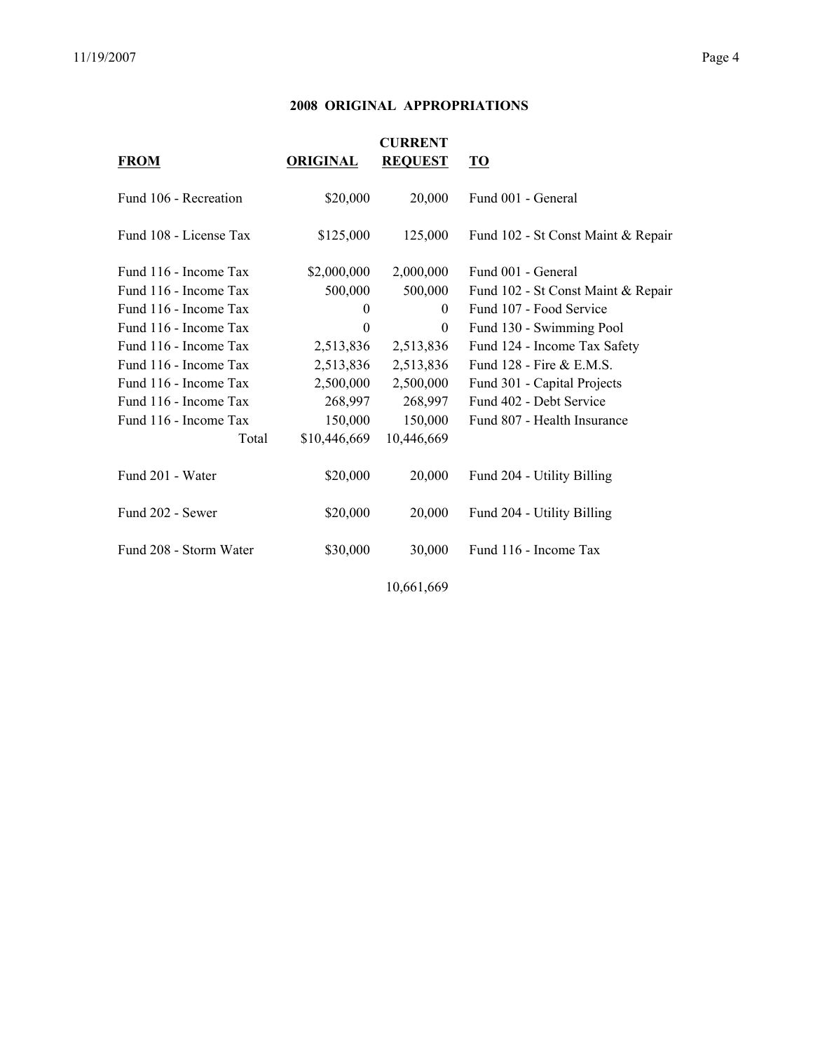## 2008 ORIGINAL APPROPRIATIONS

| FROM | ORIGINAL | CURRENT REQUEST | TO |
|---|---|---|---|
| Fund 106 - Recreation | $20,000 | 20,000 | Fund 001 - General |
| Fund 108 - License Tax | $125,000 | 125,000 | Fund 102 - St Const Maint & Repair |
| Fund 116 - Income Tax | $2,000,000 | 2,000,000 | Fund 001 - General |
| Fund 116 - Income Tax | 500,000 | 500,000 | Fund 102 - St Const Maint & Repair |
| Fund 116 - Income Tax | 0 | 0 | Fund 107 - Food Service |
| Fund 116 - Income Tax | 0 | 0 | Fund 130 - Swimming Pool |
| Fund 116 - Income Tax | 2,513,836 | 2,513,836 | Fund 124 - Income Tax Safety |
| Fund 116 - Income Tax | 2,513,836 | 2,513,836 | Fund 128 - Fire & E.M.S. |
| Fund 116 - Income Tax | 2,500,000 | 2,500,000 | Fund 301 - Capital Projects |
| Fund 116 - Income Tax | 268,997 | 268,997 | Fund 402 - Debt Service |
| Fund 116 - Income Tax | 150,000 | 150,000 | Fund 807 - Health Insurance |
| Total | $10,446,669 | 10,446,669 | |
| Fund 201 - Water | $20,000 | 20,000 | Fund 204 - Utility Billing |
| Fund 202 - Sewer | $20,000 | 20,000 | Fund 204 - Utility Billing |
| Fund 208 - Storm Water | $30,000 | 30,000 | Fund 116 - Income Tax |
| | | 10,661,669 | |